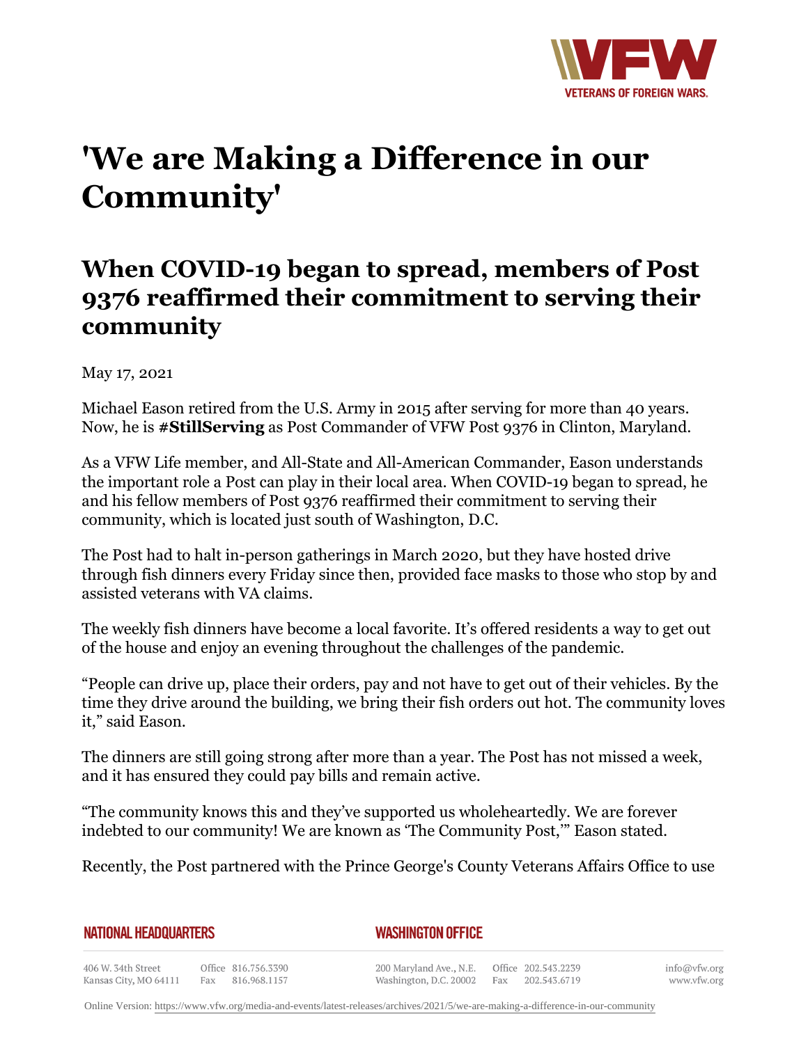# 'We are Making a Difference in our Community'

## When COVID-19 began to spread, members of Post 9376 reaffirmed their commitment to serving their community

May 17, 2021

Michael Eason retired from the U.S. Army in 2015 after serving for more than 40 years. Now, he is **#StillServing** as Post Commander of VFW Post 9376 in Clinton, Maryland.

As a VFW Life member, and All-State and All-American Commander, Eason understands the important role a Post can play in their local area. When COVID-19 began to spread, he and his fellow members of Post 9376 reaffirmed their commitment to serving their community, which is located just south of Washington, D.C.

The Post had to halt in-person gatherings in March 2020, but they have hosted drive through fish dinners every Friday since then, provided face masks to those who stop by and assisted veterans with VA claims.

The weekly fish dinners have become a local favorite. It's offered residents a way to get out of the house and enjoy an evening throughout the challenges of the pandemic.

"People can drive up, place their orders, pay and not have to get out of their vehicles. By the time they drive around the building, we bring their fish orders out hot. The community loves it," said Eason.

The dinners are still going strong after more than a year. The Post has not missed a week, and it has ensured they could pay bills and remain active.

"The community knows this and they've supported us wholeheartedly. We are forever indebted to our community! We are known as 'The Community Post,'" Eason stated.

Recently, the Post partnered with the Prince George's County Veterans Affairs Office to use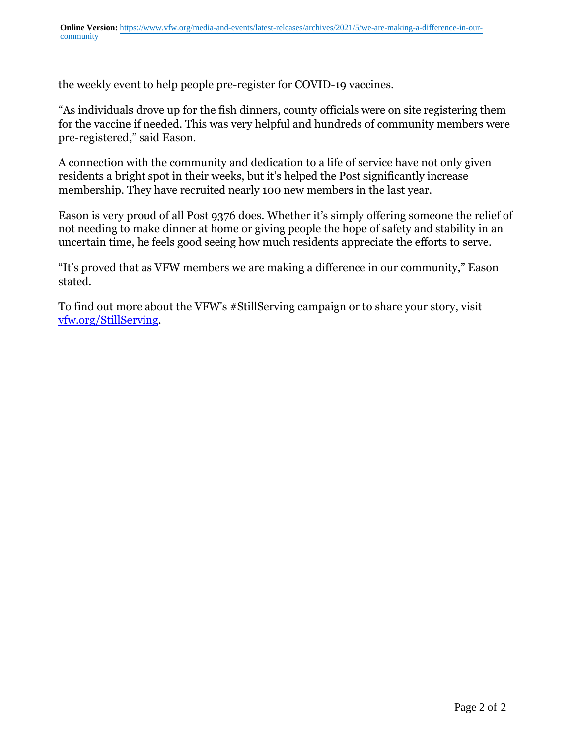the weekly event to help people pre-register for COVID-19 vaccines.

“As individuals drove up for the fish dinners, county officials were on site registering them for the vaccine if needed. This was very helpful and hundreds of community members were pre-registered,” said Eason.

A connection with the community and dedication to a life of service have not only given residents a bright spot in their weeks, but it’s helped the Post significantly increase membership. They have recruited nearly 100 new members in the last year.

Eason is very proud of all Post 9376 does. Whether it’s simply offering someone the relief of not needing to make dinner at home or giving people the hope of safety and stability in an uncertain time, he feels good seeing how much residents appreciate the efforts to serve.

“It’s proved that as VFW members we are making a difference in our community,” Eason stated.

To find out more about the VFW's #StillServing campaign or to share your story, visit [vfw.org/StillServing](https://vfw.org/StillServing).